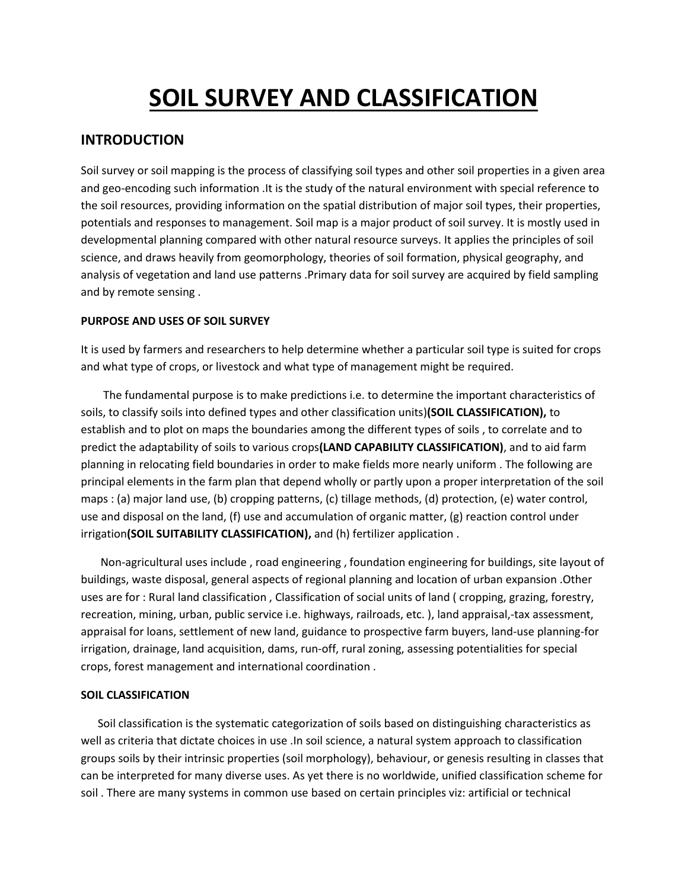# SOIL SURVEY AND CLASSIFICATION

## INTRODUCTION

Soil survey or soil mapping is the process of classifying soil types and other soil properties in a given area and geo-encoding such information .It is the study of the natural environment with special reference to the soil resources, providing information on the spatial distribution of major soil types, their properties, potentials and responses to management. Soil map is a major product of soil survey. It is mostly used in developmental planning compared with other natural resource surveys. It applies the principles of soil science, and draws heavily from geomorphology, theories of soil formation, physical geography, and analysis of vegetation and land use patterns .Primary data for soil survey are acquired by field sampling and by remote sensing .

**PURPOSE AND USES OF SOIL SURVEY**

It is used by farmers and researchers to help determine whether a particular soil type is suited for crops and what type of crops, or livestock and what type of management might be required.

The fundamental purpose is to make predictions i.e. to determine the important characteristics of soils, to classify soils into defined types and other classification units)**(SOIL CLASSIFICATION),** to establish and to plot on maps the boundaries among the different types of soils , to correlate and to predict the adaptability of soils to various crops**(LAND CAPABILITY CLASSIFICATION)**, and to aid farm planning in relocating field boundaries in order to make fields more nearly uniform . The following are principal elements in the farm plan that depend wholly or partly upon a proper interpretation of the soil maps : (a) major land use, (b) cropping patterns, (c) tillage methods, (d) protection, (e) water control, use and disposal on the land, (f) use and accumulation of organic matter, (g) reaction control under irrigation**(SOIL SUITABILITY CLASSIFICATION),** and (h) fertilizer application .

Non-agricultural uses include , road engineering , foundation engineering for buildings, site layout of buildings, waste disposal, general aspects of regional planning and location of urban expansion .Other uses are for : Rural land classification , Classification of social units of land ( cropping, grazing, forestry, recreation, mining, urban, public service i.e. highways, railroads, etc. ), land appraisal,-tax assessment, appraisal for loans, settlement of new land, guidance to prospective farm buyers, land-use planning-for irrigation, drainage, land acquisition, dams, run-off, rural zoning, assessing potentialities for special crops, forest management and international coordination .

**SOIL CLASSIFICATION**

Soil classification is the systematic categorization of soils based on distinguishing characteristics as well as criteria that dictate choices in use .In soil science, a natural system approach to classification groups soils by their intrinsic properties (soil morphology), behaviour, or genesis resulting in classes that can be interpreted for many diverse uses. As yet there is no worldwide, unified classification scheme for soil . There are many systems in common use based on certain principles viz: artificial or technical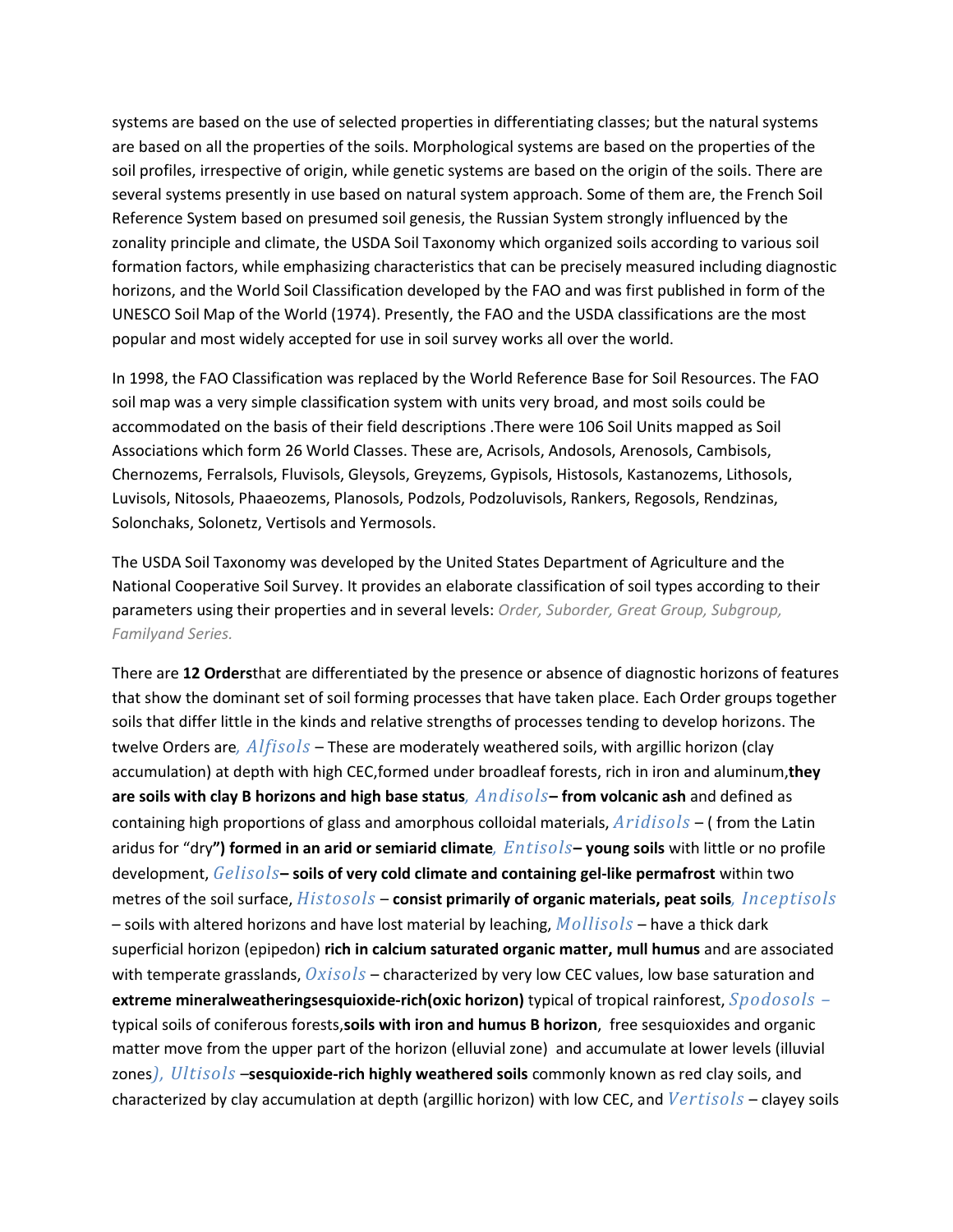systems are based on the use of selected properties in differentiating classes; but the natural systems are based on all the properties of the soils. Morphological systems are based on the properties of the soil profiles, irrespective of origin, while genetic systems are based on the origin of the soils. There are several systems presently in use based on natural system approach. Some of them are, the French Soil Reference System based on presumed soil genesis, the Russian System strongly influenced by the zonality principle and climate, the USDA Soil Taxonomy which organized soils according to various soil formation factors, while emphasizing characteristics that can be precisely measured including diagnostic horizons, and the World Soil Classification developed by the FAO and was first published in form of the UNESCO Soil Map of the World (1974). Presently, the FAO and the USDA classifications are the most popular and most widely accepted for use in soil survey works all over the world.

In 1998, the FAO Classification was replaced by the World Reference Base for Soil Resources. The FAO soil map was a very simple classification system with units very broad, and most soils could be accommodated on the basis of their field descriptions .There were 106 Soil Units mapped as Soil Associations which form 26 World Classes. These are, Acrisols, Andosols, Arenosols, Cambisols, Chernozems, Ferralsols, Fluvisols, Gleysols, Greyzems, Gypisols, Histosols, Kastanozems, Lithosols, Luvisols, Nitosols, Phaaeozems, Planosols, Podzols, Podzoluvisols, Rankers, Regosols, Rendzinas, Solonchaks, Solonetz, Vertisols and Yermosols.

The USDA Soil Taxonomy was developed by the United States Department of Agriculture and the National Cooperative Soil Survey. It provides an elaborate classification of soil types according to their parameters using their properties and in several levels: *Order, Suborder, Great Group, Subgroup, Familyand Series.*

There are **12 Orders**that are differentiated by the presence or absence of diagnostic horizons of features that show the dominant set of soil forming processes that have taken place. Each Order groups together soils that differ little in the kinds and relative strengths of processes tending to develop horizons. The twelve Orders are*, Alfisols* – These are moderately weathered soils, with argillic horizon (clay accumulation) at depth with high CEC,formed under broadleaf forests, rich in iron and aluminum,**they are soils with clay B horizons and high base status***, Andisols***– from volcanic ash** and defined as containing high proportions of glass and amorphous colloidal materials, *Aridisols* – ( from the Latin aridus for "dry**") formed in an arid or semiarid climate***, Entisols***– young soils** with little or no profile development, *Gelisols***– soils of very cold climate and containing gel-like permafrost** within two metres of the soil surface, *Histosols* – **consist primarily of organic materials, peat soils***, Inceptisols* – soils with altered horizons and have lost material by leaching, *Mollisols* – have a thick dark superficial horizon (epipedon) **rich in calcium saturated organic matter, mull humus** and are associated with temperate grasslands, *Oxisols* – characterized by very low CEC values, low base saturation and **extreme mineralweatheringsesquioxide-rich(oxic horizon)** typical of tropical rainforest, *Spodosols –* typical soils of coniferous forests,**soils with iron and humus B horizon**, free sesquioxides and organic matter move from the upper part of the horizon (elluvial zone) and accumulate at lower levels (illuvial zones*), Ultisols* –**sesquioxide-rich highly weathered soils** commonly known as red clay soils, and characterized by clay accumulation at depth (argillic horizon) with low CEC, and *Vertisols* – clayey soils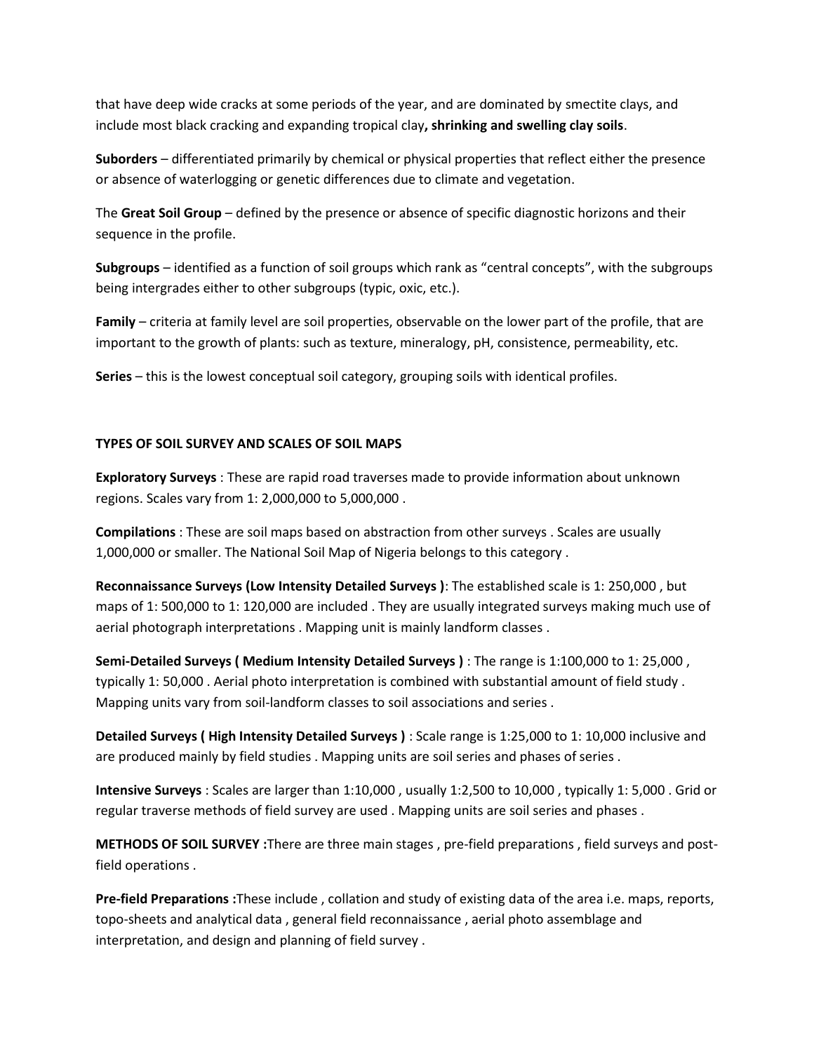that have deep wide cracks at some periods of the year, and are dominated by smectite clays, and include most black cracking and expanding tropical clay**, shrinking and swelling clay soils**.

**Suborders** – differentiated primarily by chemical or physical properties that reflect either the presence or absence of waterlogging or genetic differences due to climate and vegetation.

The **Great Soil Group** – defined by the presence or absence of specific diagnostic horizons and their sequence in the profile.

**Subgroups** – identified as a function of soil groups which rank as "central concepts", with the subgroups being intergrades either to other subgroups (typic, oxic, etc.).

**Family** – criteria at family level are soil properties, observable on the lower part of the profile, that are important to the growth of plants: such as texture, mineralogy, pH, consistence, permeability, etc.

**Series** – this is the lowest conceptual soil category, grouping soils with identical profiles.

**TYPES OF SOIL SURVEY AND SCALES OF SOIL MAPS**

**Exploratory Surveys** : These are rapid road traverses made to provide information about unknown regions. Scales vary from 1: 2,000,000 to 5,000,000 .

**Compilations** : These are soil maps based on abstraction from other surveys . Scales are usually 1,000,000 or smaller. The National Soil Map of Nigeria belongs to this category .

**Reconnaissance Surveys (Low Intensity Detailed Surveys )**: The established scale is 1: 250,000 , but maps of 1: 500,000 to 1: 120,000 are included . They are usually integrated surveys making much use of aerial photograph interpretations . Mapping unit is mainly landform classes .

**Semi-Detailed Surveys ( Medium Intensity Detailed Surveys )** : The range is 1:100,000 to 1: 25,000 , typically 1: 50,000 . Aerial photo interpretation is combined with substantial amount of field study . Mapping units vary from soil-landform classes to soil associations and series .

**Detailed Surveys ( High Intensity Detailed Surveys )** : Scale range is 1:25,000 to 1: 10,000 inclusive and are produced mainly by field studies . Mapping units are soil series and phases of series .

**Intensive Surveys** : Scales are larger than 1:10,000 , usually 1:2,500 to 10,000 , typically 1: 5,000 . Grid or regular traverse methods of field survey are used . Mapping units are soil series and phases .

**METHODS OF SOIL SURVEY :**There are three main stages , pre-field preparations , field surveys and post-field operations .

**Pre-field Preparations :**These include , collation and study of existing data of the area i.e. maps, reports, topo-sheets and analytical data , general field reconnaissance , aerial photo assemblage and interpretation, and design and planning of field survey .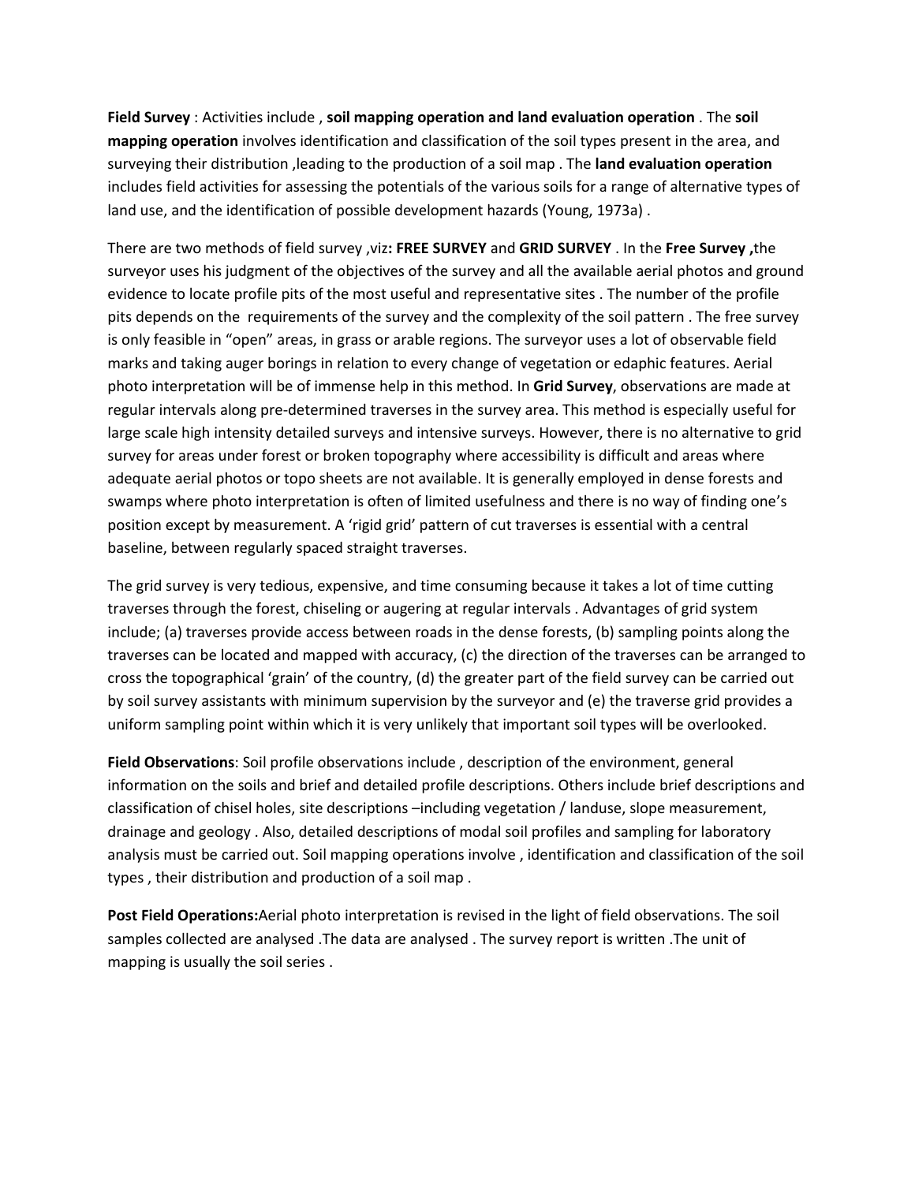**Field Survey** : Activities include , **soil mapping operation and land evaluation operation** . The **soil mapping operation** involves identification and classification of the soil types present in the area, and surveying their distribution ,leading to the production of a soil map . The **land evaluation operation** includes field activities for assessing the potentials of the various soils for a range of alternative types of land use, and the identification of possible development hazards (Young, 1973a) .

There are two methods of field survey ,viz**: FREE SURVEY** and **GRID SURVEY** . In the **Free Survey ,**the surveyor uses his judgment of the objectives of the survey and all the available aerial photos and ground evidence to locate profile pits of the most useful and representative sites . The number of the profile pits depends on the requirements of the survey and the complexity of the soil pattern . The free survey is only feasible in "open" areas, in grass or arable regions. The surveyor uses a lot of observable field marks and taking auger borings in relation to every change of vegetation or edaphic features. Aerial photo interpretation will be of immense help in this method. In **Grid Survey**, observations are made at regular intervals along pre-determined traverses in the survey area. This method is especially useful for large scale high intensity detailed surveys and intensive surveys. However, there is no alternative to grid survey for areas under forest or broken topography where accessibility is difficult and areas where adequate aerial photos or topo sheets are not available. It is generally employed in dense forests and swamps where photo interpretation is often of limited usefulness and there is no way of finding one's position except by measurement. A 'rigid grid' pattern of cut traverses is essential with a central baseline, between regularly spaced straight traverses.

The grid survey is very tedious, expensive, and time consuming because it takes a lot of time cutting traverses through the forest, chiseling or augering at regular intervals . Advantages of grid system include; (a) traverses provide access between roads in the dense forests, (b) sampling points along the traverses can be located and mapped with accuracy, (c) the direction of the traverses can be arranged to cross the topographical 'grain' of the country, (d) the greater part of the field survey can be carried out by soil survey assistants with minimum supervision by the surveyor and (e) the traverse grid provides a uniform sampling point within which it is very unlikely that important soil types will be overlooked.

**Field Observations**: Soil profile observations include , description of the environment, general information on the soils and brief and detailed profile descriptions. Others include brief descriptions and classification of chisel holes, site descriptions –including vegetation / landuse, slope measurement, drainage and geology . Also, detailed descriptions of modal soil profiles and sampling for laboratory analysis must be carried out. Soil mapping operations involve , identification and classification of the soil types , their distribution and production of a soil map .

**Post Field Operations:**Aerial photo interpretation is revised in the light of field observations. The soil samples collected are analysed .The data are analysed . The survey report is written .The unit of mapping is usually the soil series .